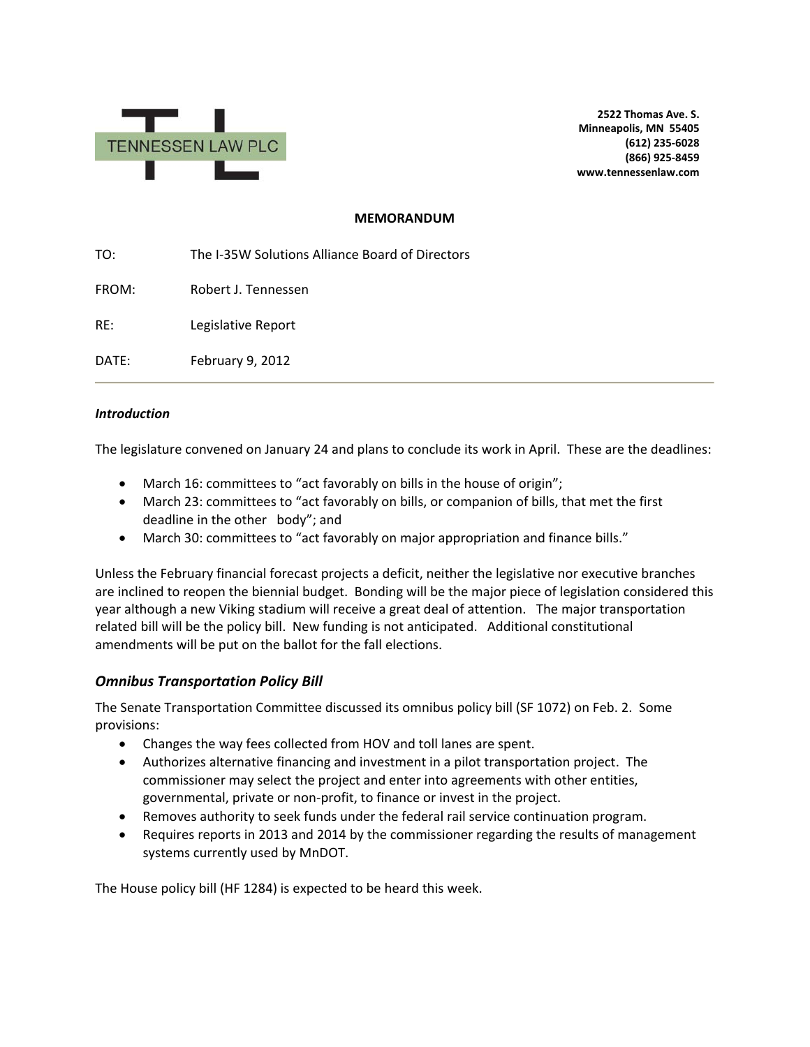TENNESSEN LAW PLC

**2522 Thomas Ave. S.**
**Minneapolis, MN 55405**
**(612) 235-6028**
**(866) 925-8459**
**www.tennessenlaw.com**

**MEMORANDUM**

TO: The I-35W Solutions Alliance Board of Directors

FROM: Robert J. Tennessen

RE: Legislative Report

DATE: February 9, 2012

---

***Introduction***

The legislature convened on January 24 and plans to conclude its work in April. These are the deadlines:

- March 16: committees to "act favorably on bills in the house of origin";
- March 23: committees to "act favorably on bills, or companion of bills, that met the first deadline in the other body"; and
- March 30: committees to "act favorably on major appropriation and finance bills."

Unless the February financial forecast projects a deficit, neither the legislative nor executive branches are inclined to reopen the biennial budget. Bonding will be the major piece of legislation considered this year although a new Viking stadium will receive a great deal of attention. The major transportation related bill will be the policy bill. New funding is not anticipated. Additional constitutional amendments will be put on the ballot for the fall elections.

## *Omnibus Transportation Policy Bill*

The Senate Transportation Committee discussed its omnibus policy bill (SF 1072) on Feb. 2. Some provisions:

- Changes the way fees collected from HOV and toll lanes are spent.
- Authorizes alternative financing and investment in a pilot transportation project. The commissioner may select the project and enter into agreements with other entities, governmental, private or non-profit, to finance or invest in the project.
- Removes authority to seek funds under the federal rail service continuation program.
- Requires reports in 2013 and 2014 by the commissioner regarding the results of management systems currently used by MnDOT.

The House policy bill (HF 1284) is expected to be heard this week.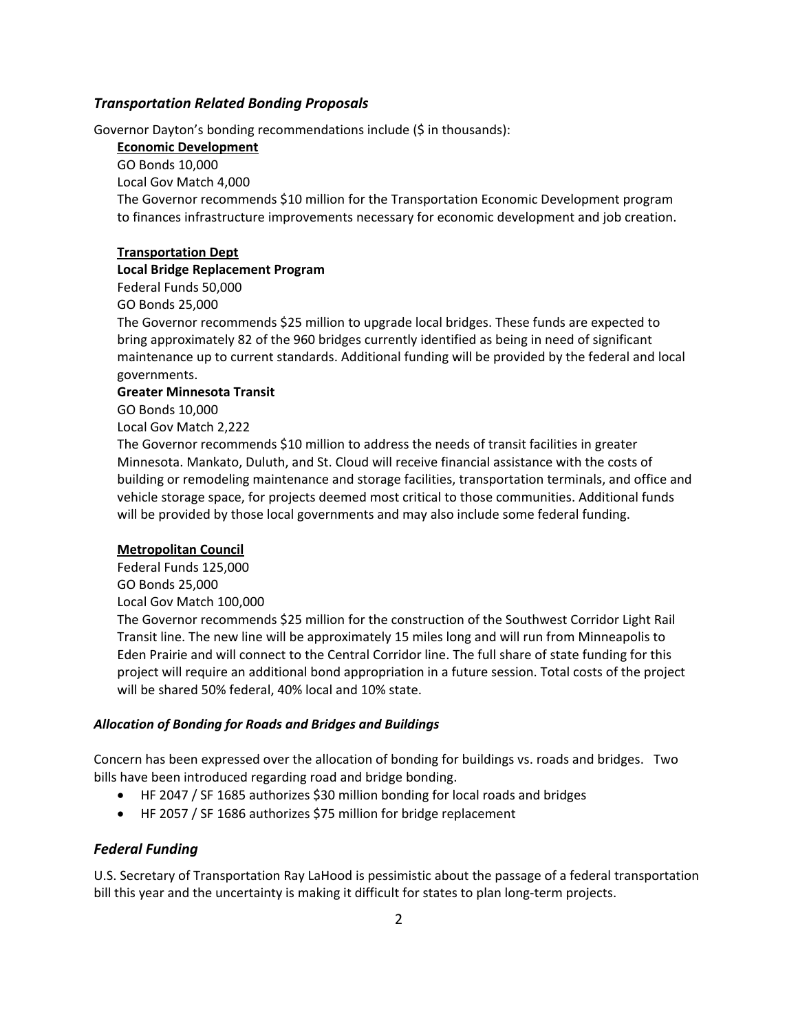### *Transportation Related Bonding Proposals*

Governor Dayton's bonding recommendations include ($ in thousands):

**Economic Development**

GO Bonds 10,000

Local Gov Match 4,000

The Governor recommends $10 million for the Transportation Economic Development program to finances infrastructure improvements necessary for economic development and job creation.

**Transportation Dept**

**Local Bridge Replacement Program**

Federal Funds 50,000

GO Bonds 25,000

The Governor recommends $25 million to upgrade local bridges. These funds are expected to bring approximately 82 of the 960 bridges currently identified as being in need of significant maintenance up to current standards. Additional funding will be provided by the federal and local governments.

**Greater Minnesota Transit**

GO Bonds 10,000

Local Gov Match 2,222

The Governor recommends $10 million to address the needs of transit facilities in greater Minnesota. Mankato, Duluth, and St. Cloud will receive financial assistance with the costs of building or remodeling maintenance and storage facilities, transportation terminals, and office and vehicle storage space, for projects deemed most critical to those communities. Additional funds will be provided by those local governments and may also include some federal funding.

**Metropolitan Council**

Federal Funds 125,000

GO Bonds 25,000

Local Gov Match 100,000

The Governor recommends $25 million for the construction of the Southwest Corridor Light Rail Transit line. The new line will be approximately 15 miles long and will run from Minneapolis to Eden Prairie and will connect to the Central Corridor line. The full share of state funding for this project will require an additional bond appropriation in a future session. Total costs of the project will be shared 50% federal, 40% local and 10% state.

#### *Allocation of Bonding for Roads and Bridges and Buildings*

Concern has been expressed over the allocation of bonding for buildings vs. roads and bridges. Two bills have been introduced regarding road and bridge bonding.

- HF 2047 / SF 1685 authorizes $30 million bonding for local roads and bridges
- HF 2057 / SF 1686 authorizes $75 million for bridge replacement

### *Federal Funding*

U.S. Secretary of Transportation Ray LaHood is pessimistic about the passage of a federal transportation bill this year and the uncertainty is making it difficult for states to plan long-term projects.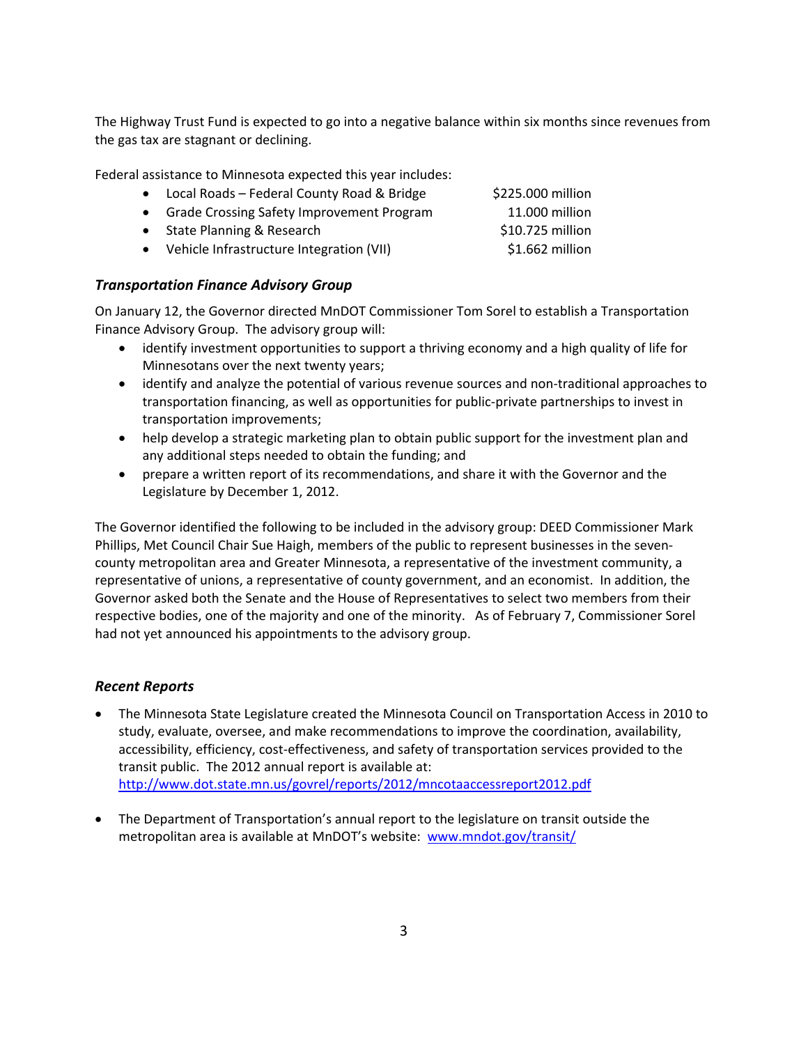The Highway Trust Fund is expected to go into a negative balance within six months since revenues from the gas tax are stagnant or declining.

Federal assistance to Minnesota expected this year includes:

| | |
|---|---|
| • Local Roads – Federal County Road & Bridge | $225.000 million |
| • Grade Crossing Safety Improvement Program | 11.000 million |
| • State Planning & Research | $10.725 million |
| • Vehicle Infrastructure Integration (VII) | $1.662 million |

### ***Transportation Finance Advisory Group***

On January 12, the Governor directed MnDOT Commissioner Tom Sorel to establish a Transportation Finance Advisory Group. The advisory group will:

- identify investment opportunities to support a thriving economy and a high quality of life for Minnesotans over the next twenty years;
- identify and analyze the potential of various revenue sources and non-traditional approaches to transportation financing, as well as opportunities for public-private partnerships to invest in transportation improvements;
- help develop a strategic marketing plan to obtain public support for the investment plan and any additional steps needed to obtain the funding; and
- prepare a written report of its recommendations, and share it with the Governor and the Legislature by December 1, 2012.

The Governor identified the following to be included in the advisory group: DEED Commissioner Mark Phillips, Met Council Chair Sue Haigh, members of the public to represent businesses in the seven-county metropolitan area and Greater Minnesota, a representative of the investment community, a representative of unions, a representative of county government, and an economist. In addition, the Governor asked both the Senate and the House of Representatives to select two members from their respective bodies, one of the majority and one of the minority. As of February 7, Commissioner Sorel had not yet announced his appointments to the advisory group.

### ***Recent Reports***

- The Minnesota State Legislature created the Minnesota Council on Transportation Access in 2010 to study, evaluate, oversee, and make recommendations to improve the coordination, availability, accessibility, efficiency, cost-effectiveness, and safety of transportation services provided to the transit public. The 2012 annual report is available at: http://www.dot.state.mn.us/govrel/reports/2012/mncotaaccessreport2012.pdf

- The Department of Transportation's annual report to the legislature on transit outside the metropolitan area is available at MnDOT's website: www.mndot.gov/transit/